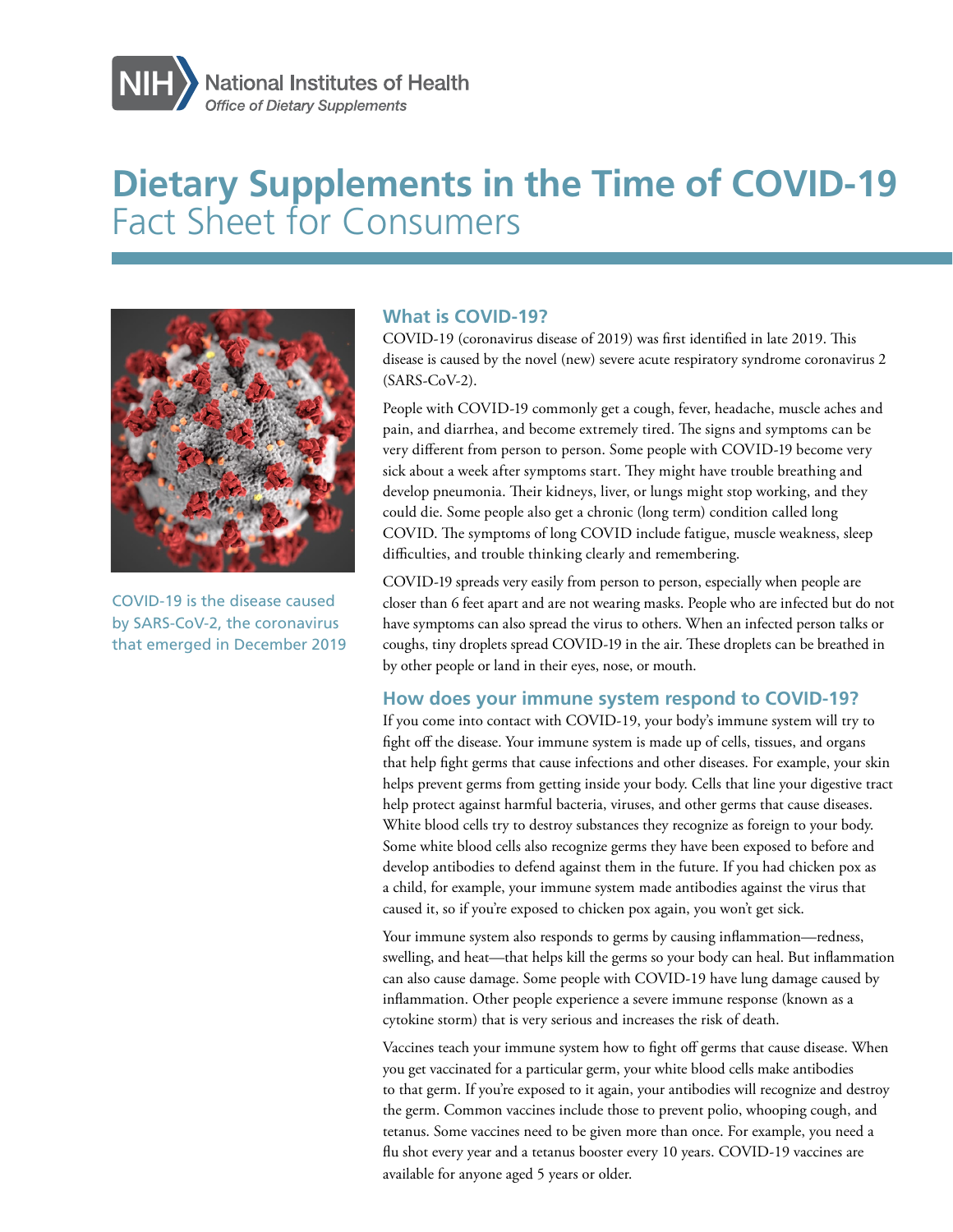NIH National Institutes of Health
*Office of Dietary Supplements*

# Dietary Supplements in the Time of COVID-19

Fact Sheet for Consumers

COVID-19 is the disease caused by SARS-CoV-2, the coronavirus that emerged in December 2019

## What is COVID-19?

COVID-19 (coronavirus disease of 2019) was first identified in late 2019. This disease is caused by the novel (new) severe acute respiratory syndrome coronavirus 2 (SARS-CoV-2).

People with COVID-19 commonly get a cough, fever, headache, muscle aches and pain, and diarrhea, and become extremely tired. The signs and symptoms can be very different from person to person. Some people with COVID-19 become very sick about a week after symptoms start. They might have trouble breathing and develop pneumonia. Their kidneys, liver, or lungs might stop working, and they could die. Some people also get a chronic (long term) condition called long COVID. The symptoms of long COVID include fatigue, muscle weakness, sleep difficulties, and trouble thinking clearly and remembering.

COVID-19 spreads very easily from person to person, especially when people are closer than 6 feet apart and are not wearing masks. People who are infected but do not have symptoms can also spread the virus to others. When an infected person talks or coughs, tiny droplets spread COVID-19 in the air. These droplets can be breathed in by other people or land in their eyes, nose, or mouth.

## How does your immune system respond to COVID-19?

If you come into contact with COVID-19, your body's immune system will try to fight off the disease. Your immune system is made up of cells, tissues, and organs that help fight germs that cause infections and other diseases. For example, your skin helps prevent germs from getting inside your body. Cells that line your digestive tract help protect against harmful bacteria, viruses, and other germs that cause diseases. White blood cells try to destroy substances they recognize as foreign to your body. Some white blood cells also recognize germs they have been exposed to before and develop antibodies to defend against them in the future. If you had chicken pox as a child, for example, your immune system made antibodies against the virus that caused it, so if you're exposed to chicken pox again, you won't get sick.

Your immune system also responds to germs by causing inflammation—redness, swelling, and heat—that helps kill the germs so your body can heal. But inflammation can also cause damage. Some people with COVID-19 have lung damage caused by inflammation. Other people experience a severe immune response (known as a cytokine storm) that is very serious and increases the risk of death.

Vaccines teach your immune system how to fight off germs that cause disease. When you get vaccinated for a particular germ, your white blood cells make antibodies to that germ. If you're exposed to it again, your antibodies will recognize and destroy the germ. Common vaccines include those to prevent polio, whooping cough, and tetanus. Some vaccines need to be given more than once. For example, you need a flu shot every year and a tetanus booster every 10 years. COVID-19 vaccines are available for anyone aged 5 years or older.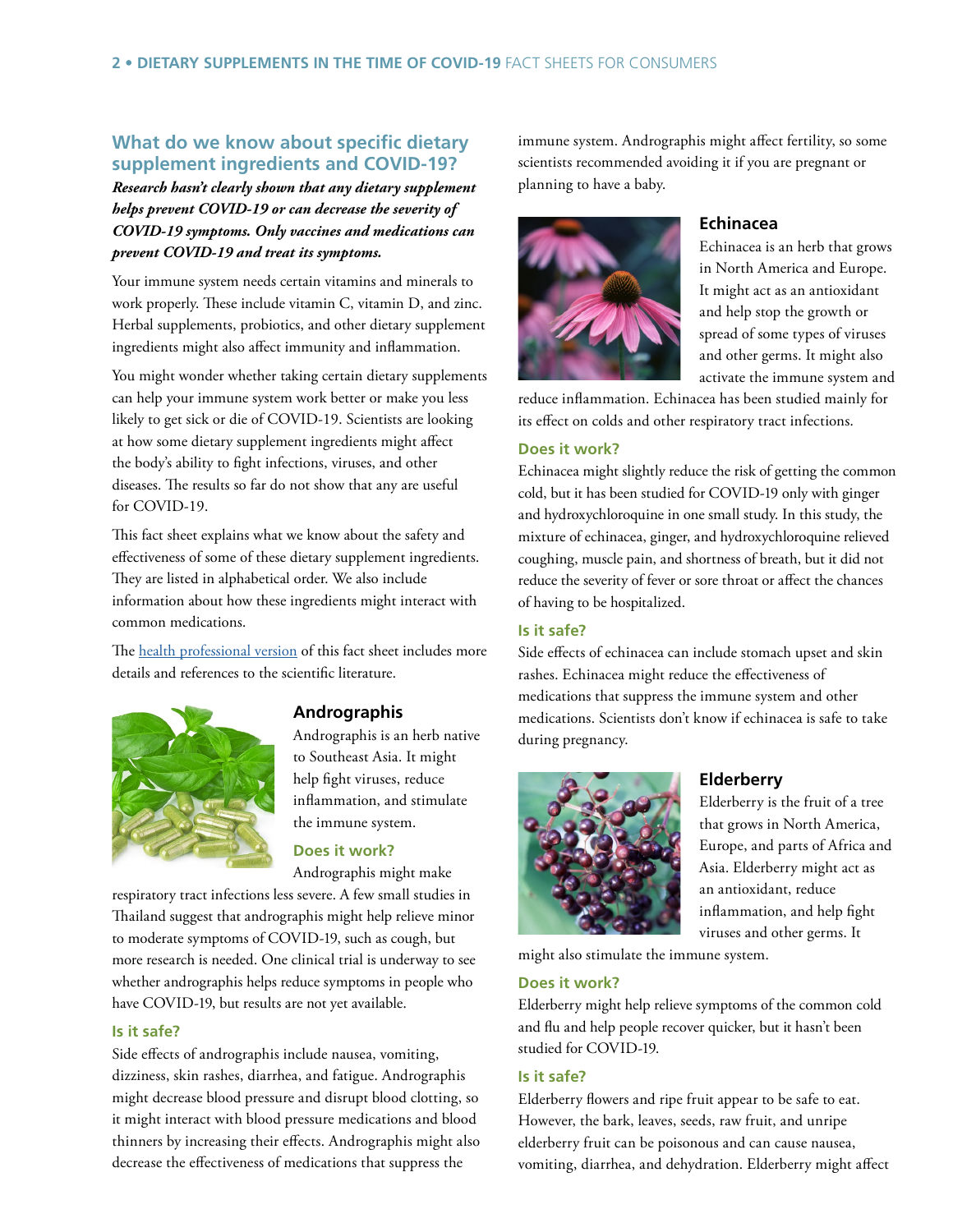## What do we know about specific dietary supplement ingredients and COVID-19?

***Research hasn't clearly shown that any dietary supplement helps prevent COVID-19 or can decrease the severity of COVID-19 symptoms. Only vaccines and medications can prevent COVID-19 and treat its symptoms.***

Your immune system needs certain vitamins and minerals to work properly. These include vitamin C, vitamin D, and zinc. Herbal supplements, probiotics, and other dietary supplement ingredients might also affect immunity and inflammation.

You might wonder whether taking certain dietary supplements can help your immune system work better or make you less likely to get sick or die of COVID-19. Scientists are looking at how some dietary supplement ingredients might affect the body's ability to fight infections, viruses, and other diseases. The results so far do not show that any are useful for COVID-19.

This fact sheet explains what we know about the safety and effectiveness of some of these dietary supplement ingredients. They are listed in alphabetical order. We also include information about how these ingredients might interact with common medications.

The health professional version of this fact sheet includes more details and references to the scientific literature.

### Andrographis

Andrographis is an herb native to Southeast Asia. It might help fight viruses, reduce inflammation, and stimulate the immune system.

#### Does it work?

Andrographis might make respiratory tract infections less severe. A few small studies in Thailand suggest that andrographis might help relieve minor to moderate symptoms of COVID-19, such as cough, but more research is needed. One clinical trial is underway to see whether andrographis helps reduce symptoms in people who have COVID-19, but results are not yet available.

#### Is it safe?

Side effects of andrographis include nausea, vomiting, dizziness, skin rashes, diarrhea, and fatigue. Andrographis might decrease blood pressure and disrupt blood clotting, so it might interact with blood pressure medications and blood thinners by increasing their effects. Andrographis might also decrease the effectiveness of medications that suppress the immune system. Andrographis might affect fertility, so some scientists recommended avoiding it if you are pregnant or planning to have a baby.

### Echinacea

Echinacea is an herb that grows in North America and Europe. It might act as an antioxidant and help stop the growth or spread of some types of viruses and other germs. It might also activate the immune system and reduce inflammation. Echinacea has been studied mainly for its effect on colds and other respiratory tract infections.

#### Does it work?

Echinacea might slightly reduce the risk of getting the common cold, but it has been studied for COVID-19 only with ginger and hydroxychloroquine in one small study. In this study, the mixture of echinacea, ginger, and hydroxychloroquine relieved coughing, muscle pain, and shortness of breath, but it did not reduce the severity of fever or sore throat or affect the chances of having to be hospitalized.

#### Is it safe?

Side effects of echinacea can include stomach upset and skin rashes. Echinacea might reduce the effectiveness of medications that suppress the immune system and other medications. Scientists don't know if echinacea is safe to take during pregnancy.

### Elderberry

Elderberry is the fruit of a tree that grows in North America, Europe, and parts of Africa and Asia. Elderberry might act as an antioxidant, reduce inflammation, and help fight viruses and other germs. It might also stimulate the immune system.

#### Does it work?

Elderberry might help relieve symptoms of the common cold and flu and help people recover quicker, but it hasn't been studied for COVID-19.

#### Is it safe?

Elderberry flowers and ripe fruit appear to be safe to eat. However, the bark, leaves, seeds, raw fruit, and unripe elderberry fruit can be poisonous and can cause nausea, vomiting, diarrhea, and dehydration. Elderberry might affect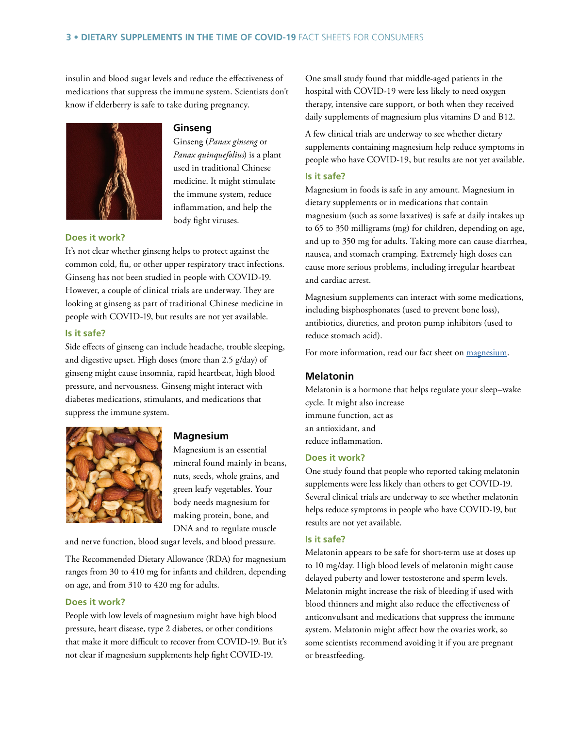insulin and blood sugar levels and reduce the effectiveness of medications that suppress the immune system. Scientists don't know if elderberry is safe to take during pregnancy.

## Ginseng

Ginseng (*Panax ginseng* or *Panax quinquefolius*) is a plant used in traditional Chinese medicine. It might stimulate the immune system, reduce inflammation, and help the body fight viruses.

### Does it work?

It's not clear whether ginseng helps to protect against the common cold, flu, or other upper respiratory tract infections. Ginseng has not been studied in people with COVID-19. However, a couple of clinical trials are underway. They are looking at ginseng as part of traditional Chinese medicine in people with COVID-19, but results are not yet available.

### Is it safe?

Side effects of ginseng can include headache, trouble sleeping, and digestive upset. High doses (more than 2.5 g/day) of ginseng might cause insomnia, rapid heartbeat, high blood pressure, and nervousness. Ginseng might interact with diabetes medications, stimulants, and medications that suppress the immune system.

## Magnesium

Magnesium is an essential mineral found mainly in beans, nuts, seeds, whole grains, and green leafy vegetables. Your body needs magnesium for making protein, bone, and DNA and to regulate muscle and nerve function, blood sugar levels, and blood pressure.

The Recommended Dietary Allowance (RDA) for magnesium ranges from 30 to 410 mg for infants and children, depending on age, and from 310 to 420 mg for adults.

### Does it work?

People with low levels of magnesium might have high blood pressure, heart disease, type 2 diabetes, or other conditions that make it more difficult to recover from COVID-19. But it's not clear if magnesium supplements help fight COVID-19.

One small study found that middle-aged patients in the hospital with COVID-19 were less likely to need oxygen therapy, intensive care support, or both when they received daily supplements of magnesium plus vitamins D and B12.

A few clinical trials are underway to see whether dietary supplements containing magnesium help reduce symptoms in people who have COVID-19, but results are not yet available.

### Is it safe?

Magnesium in foods is safe in any amount. Magnesium in dietary supplements or in medications that contain magnesium (such as some laxatives) is safe at daily intakes up to 65 to 350 milligrams (mg) for children, depending on age, and up to 350 mg for adults. Taking more can cause diarrhea, nausea, and stomach cramping. Extremely high doses can cause more serious problems, including irregular heartbeat and cardiac arrest.

Magnesium supplements can interact with some medications, including bisphosphonates (used to prevent bone loss), antibiotics, diuretics, and proton pump inhibitors (used to reduce stomach acid).

For more information, read our fact sheet on magnesium.

## Melatonin

Melatonin is a hormone that helps regulate your sleep–wake cycle. It might also increase immune function, act as an antioxidant, and reduce inflammation.

### Does it work?

One study found that people who reported taking melatonin supplements were less likely than others to get COVID-19. Several clinical trials are underway to see whether melatonin helps reduce symptoms in people who have COVID-19, but results are not yet available.

### Is it safe?

Melatonin appears to be safe for short-term use at doses up to 10 mg/day. High blood levels of melatonin might cause delayed puberty and lower testosterone and sperm levels. Melatonin might increase the risk of bleeding if used with blood thinners and might also reduce the effectiveness of anticonvulsant and medications that suppress the immune system. Melatonin might affect how the ovaries work, so some scientists recommend avoiding it if you are pregnant or breastfeeding.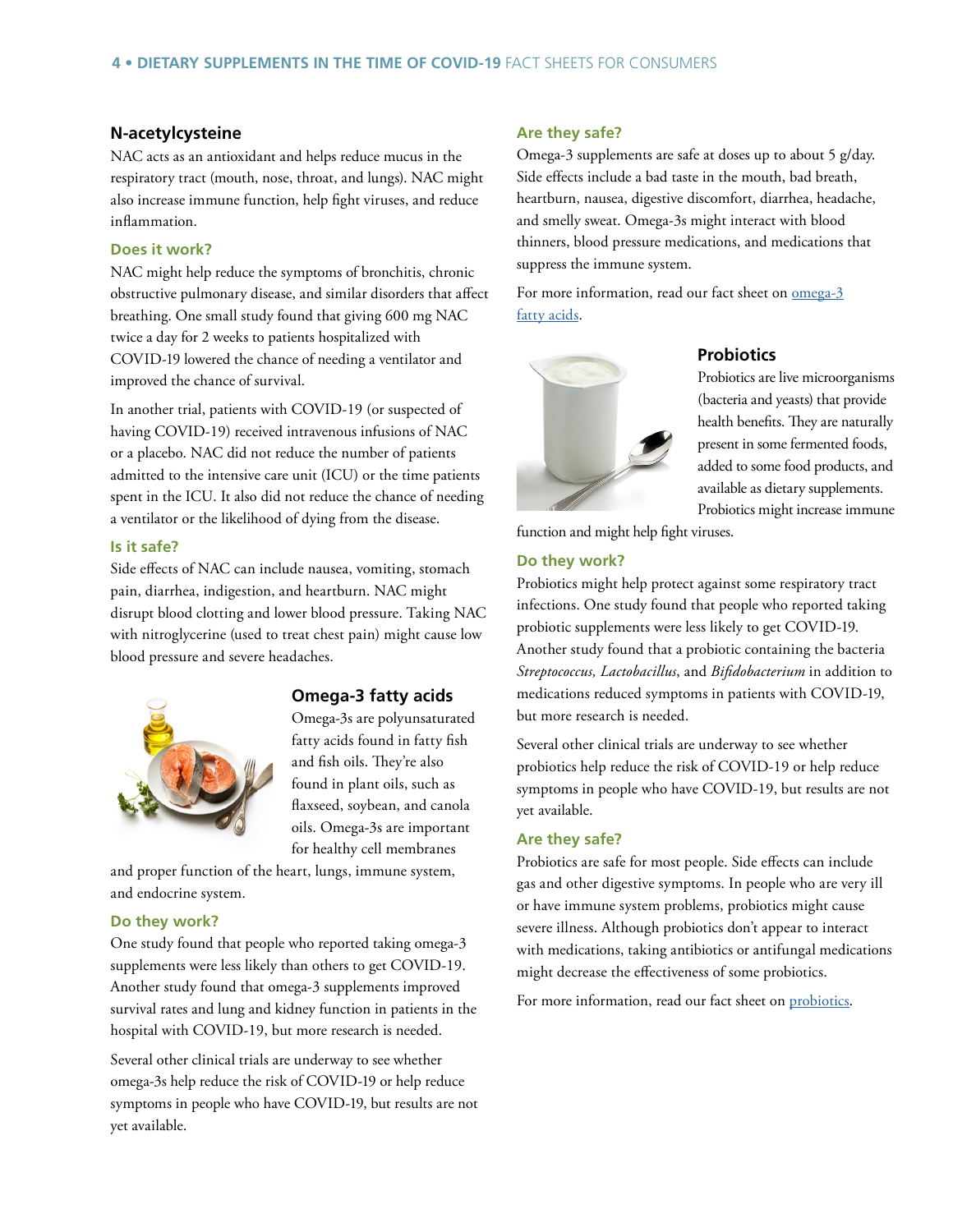## N-acetylcysteine

NAC acts as an antioxidant and helps reduce mucus in the respiratory tract (mouth, nose, throat, and lungs). NAC might also increase immune function, help fight viruses, and reduce inflammation.

### Does it work?

NAC might help reduce the symptoms of bronchitis, chronic obstructive pulmonary disease, and similar disorders that affect breathing. One small study found that giving 600 mg NAC twice a day for 2 weeks to patients hospitalized with COVID-19 lowered the chance of needing a ventilator and improved the chance of survival.

In another trial, patients with COVID-19 (or suspected of having COVID-19) received intravenous infusions of NAC or a placebo. NAC did not reduce the number of patients admitted to the intensive care unit (ICU) or the time patients spent in the ICU. It also did not reduce the chance of needing a ventilator or the likelihood of dying from the disease.

### Is it safe?

Side effects of NAC can include nausea, vomiting, stomach pain, diarrhea, indigestion, and heartburn. NAC might disrupt blood clotting and lower blood pressure. Taking NAC with nitroglycerine (used to treat chest pain) might cause low blood pressure and severe headaches.

## Omega-3 fatty acids

Omega-3s are polyunsaturated fatty acids found in fatty fish and fish oils. They're also found in plant oils, such as flaxseed, soybean, and canola oils. Omega-3s are important for healthy cell membranes and proper function of the heart, lungs, immune system, and endocrine system.

### Do they work?

One study found that people who reported taking omega-3 supplements were less likely than others to get COVID-19. Another study found that omega-3 supplements improved survival rates and lung and kidney function in patients in the hospital with COVID-19, but more research is needed.

Several other clinical trials are underway to see whether omega-3s help reduce the risk of COVID-19 or help reduce symptoms in people who have COVID-19, but results are not yet available.

### Are they safe?

Omega-3 supplements are safe at doses up to about 5 g/day. Side effects include a bad taste in the mouth, bad breath, heartburn, nausea, digestive discomfort, diarrhea, headache, and smelly sweat. Omega-3s might interact with blood thinners, blood pressure medications, and medications that suppress the immune system.

For more information, read our fact sheet on omega-3 fatty acids.

## Probiotics

Probiotics are live microorganisms (bacteria and yeasts) that provide health benefits. They are naturally present in some fermented foods, added to some food products, and available as dietary supplements. Probiotics might increase immune function and might help fight viruses.

### Do they work?

Probiotics might help protect against some respiratory tract infections. One study found that people who reported taking probiotic supplements were less likely to get COVID-19. Another study found that a probiotic containing the bacteria *Streptococcus, Lactobacillus*, and *Bifidobacterium* in addition to medications reduced symptoms in patients with COVID-19, but more research is needed.

Several other clinical trials are underway to see whether probiotics help reduce the risk of COVID-19 or help reduce symptoms in people who have COVID-19, but results are not yet available.

### Are they safe?

Probiotics are safe for most people. Side effects can include gas and other digestive symptoms. In people who are very ill or have immune system problems, probiotics might cause severe illness. Although probiotics don't appear to interact with medications, taking antibiotics or antifungal medications might decrease the effectiveness of some probiotics.

For more information, read our fact sheet on probiotics.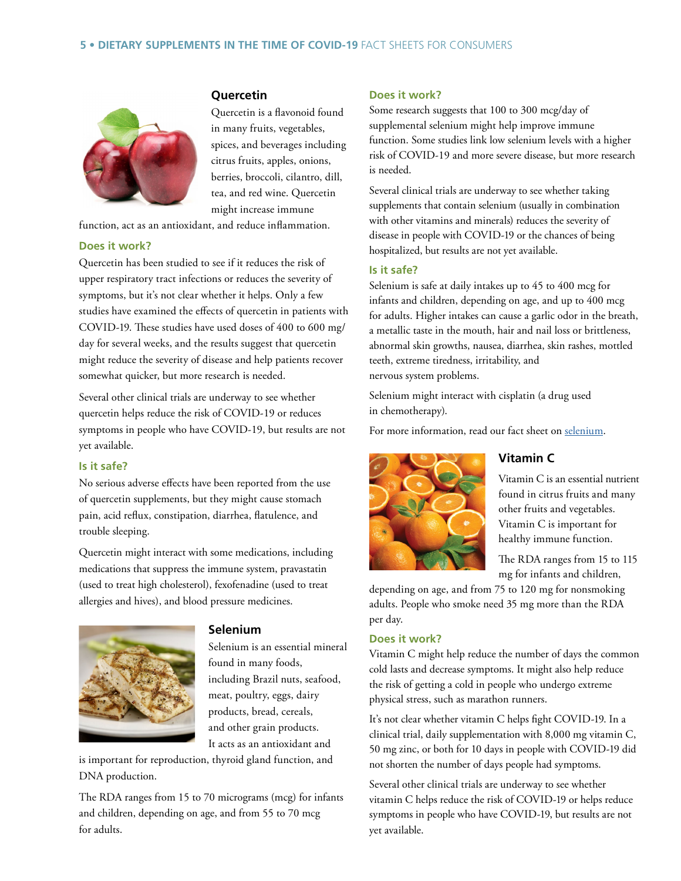## Quercetin

Quercetin is a flavonoid found in many fruits, vegetables, spices, and beverages including citrus fruits, apples, onions, berries, broccoli, cilantro, dill, tea, and red wine. Quercetin might increase immune function, act as an antioxidant, and reduce inflammation.

### Does it work?

Quercetin has been studied to see if it reduces the risk of upper respiratory tract infections or reduces the severity of symptoms, but it's not clear whether it helps. Only a few studies have examined the effects of quercetin in patients with COVID-19. These studies have used doses of 400 to 600 mg/day for several weeks, and the results suggest that quercetin might reduce the severity of disease and help patients recover somewhat quicker, but more research is needed.

Several other clinical trials are underway to see whether quercetin helps reduce the risk of COVID-19 or reduces symptoms in people who have COVID-19, but results are not yet available.

### Is it safe?

No serious adverse effects have been reported from the use of quercetin supplements, but they might cause stomach pain, acid reflux, constipation, diarrhea, flatulence, and trouble sleeping.

Quercetin might interact with some medications, including medications that suppress the immune system, pravastatin (used to treat high cholesterol), fexofenadine (used to treat allergies and hives), and blood pressure medicines.

## Selenium

Selenium is an essential mineral found in many foods, including Brazil nuts, seafood, meat, poultry, eggs, dairy products, bread, cereals, and other grain products. It acts as an antioxidant and is important for reproduction, thyroid gland function, and DNA production.

The RDA ranges from 15 to 70 micrograms (mcg) for infants and children, depending on age, and from 55 to 70 mcg for adults.

### Does it work?

Some research suggests that 100 to 300 mcg/day of supplemental selenium might help improve immune function. Some studies link low selenium levels with a higher risk of COVID-19 and more severe disease, but more research is needed.

Several clinical trials are underway to see whether taking supplements that contain selenium (usually in combination with other vitamins and minerals) reduces the severity of disease in people with COVID-19 or the chances of being hospitalized, but results are not yet available.

### Is it safe?

Selenium is safe at daily intakes up to 45 to 400 mcg for infants and children, depending on age, and up to 400 mcg for adults. Higher intakes can cause a garlic odor in the breath, a metallic taste in the mouth, hair and nail loss or brittleness, abnormal skin growths, nausea, diarrhea, skin rashes, mottled teeth, extreme tiredness, irritability, and nervous system problems.

Selenium might interact with cisplatin (a drug used in chemotherapy).

For more information, read our fact sheet on selenium.

## Vitamin C

Vitamin C is an essential nutrient found in citrus fruits and many other fruits and vegetables. Vitamin C is important for healthy immune function.

The RDA ranges from 15 to 115 mg for infants and children, depending on age, and from 75 to 120 mg for nonsmoking adults. People who smoke need 35 mg more than the RDA per day.

### Does it work?

Vitamin C might help reduce the number of days the common cold lasts and decrease symptoms. It might also help reduce the risk of getting a cold in people who undergo extreme physical stress, such as marathon runners.

It's not clear whether vitamin C helps fight COVID-19. In a clinical trial, daily supplementation with 8,000 mg vitamin C, 50 mg zinc, or both for 10 days in people with COVID-19 did not shorten the number of days people had symptoms.

Several other clinical trials are underway to see whether vitamin C helps reduce the risk of COVID-19 or helps reduce symptoms in people who have COVID-19, but results are not yet available.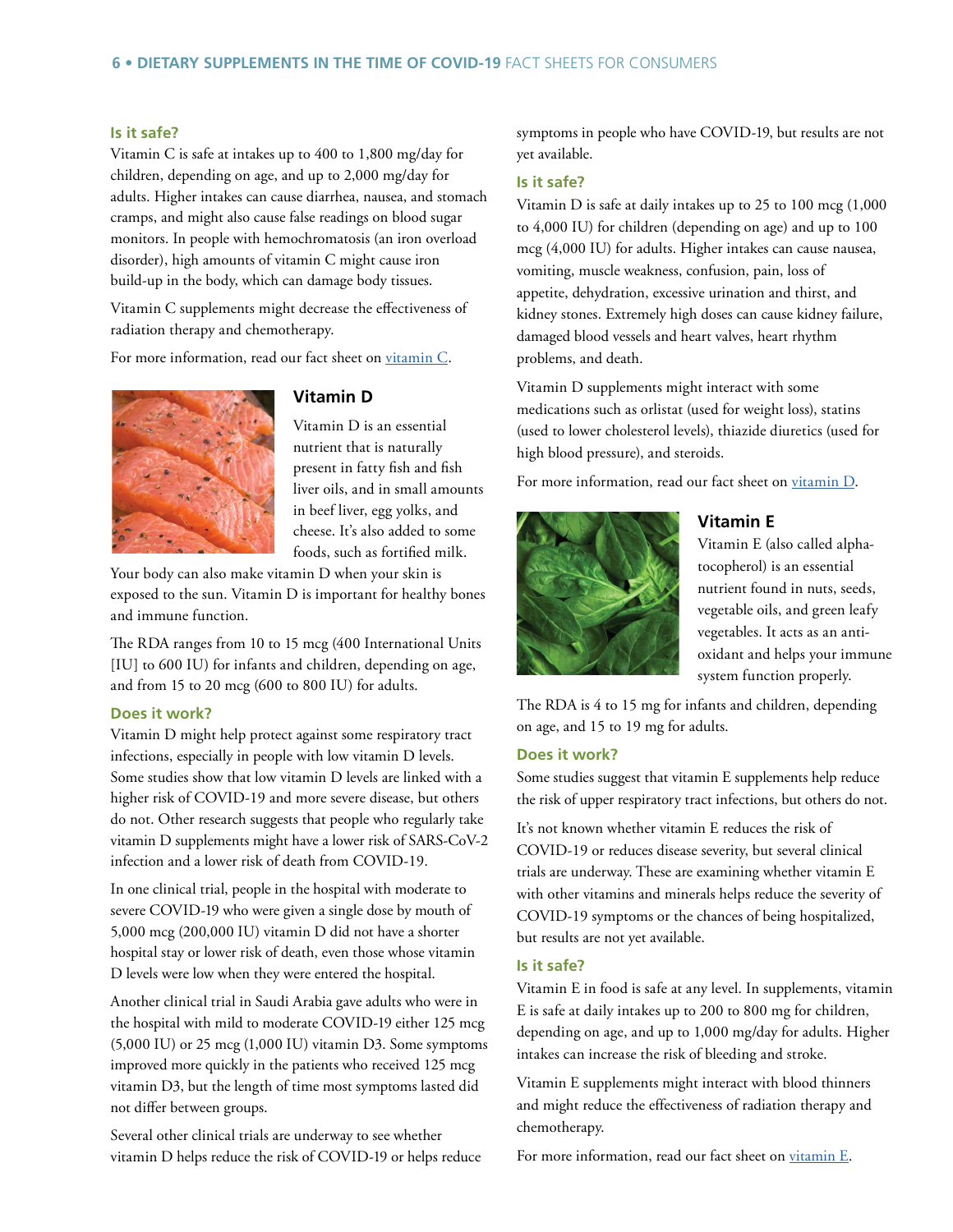### Is it safe?

Vitamin C is safe at intakes up to 400 to 1,800 mg/day for children, depending on age, and up to 2,000 mg/day for adults. Higher intakes can cause diarrhea, nausea, and stomach cramps, and might also cause false readings on blood sugar monitors. In people with hemochromatosis (an iron overload disorder), high amounts of vitamin C might cause iron build-up in the body, which can damage body tissues.

Vitamin C supplements might decrease the effectiveness of radiation therapy and chemotherapy.

For more information, read our fact sheet on vitamin C.

## Vitamin D

Vitamin D is an essential nutrient that is naturally present in fatty fish and fish liver oils, and in small amounts in beef liver, egg yolks, and cheese. It's also added to some foods, such as fortified milk. Your body can also make vitamin D when your skin is exposed to the sun. Vitamin D is important for healthy bones and immune function.

The RDA ranges from 10 to 15 mcg (400 International Units [IU] to 600 IU) for infants and children, depending on age, and from 15 to 20 mcg (600 to 800 IU) for adults.

### Does it work?

Vitamin D might help protect against some respiratory tract infections, especially in people with low vitamin D levels. Some studies show that low vitamin D levels are linked with a higher risk of COVID-19 and more severe disease, but others do not. Other research suggests that people who regularly take vitamin D supplements might have a lower risk of SARS-CoV-2 infection and a lower risk of death from COVID-19.

In one clinical trial, people in the hospital with moderate to severe COVID-19 who were given a single dose by mouth of 5,000 mcg (200,000 IU) vitamin D did not have a shorter hospital stay or lower risk of death, even those whose vitamin D levels were low when they were entered the hospital.

Another clinical trial in Saudi Arabia gave adults who were in the hospital with mild to moderate COVID-19 either 125 mcg (5,000 IU) or 25 mcg (1,000 IU) vitamin D3. Some symptoms improved more quickly in the patients who received 125 mcg vitamin D3, but the length of time most symptoms lasted did not differ between groups.

Several other clinical trials are underway to see whether vitamin D helps reduce the risk of COVID-19 or helps reduce symptoms in people who have COVID-19, but results are not yet available.

### Is it safe?

Vitamin D is safe at daily intakes up to 25 to 100 mcg (1,000 to 4,000 IU) for children (depending on age) and up to 100 mcg (4,000 IU) for adults. Higher intakes can cause nausea, vomiting, muscle weakness, confusion, pain, loss of appetite, dehydration, excessive urination and thirst, and kidney stones. Extremely high doses can cause kidney failure, damaged blood vessels and heart valves, heart rhythm problems, and death.

Vitamin D supplements might interact with some medications such as orlistat (used for weight loss), statins (used to lower cholesterol levels), thiazide diuretics (used for high blood pressure), and steroids.

For more information, read our fact sheet on vitamin D.

## Vitamin E

Vitamin E (also called alpha-tocopherol) is an essential nutrient found in nuts, seeds, vegetable oils, and green leafy vegetables. It acts as an antioxidant and helps your immune system function properly.

The RDA is 4 to 15 mg for infants and children, depending on age, and 15 to 19 mg for adults.

### Does it work?

Some studies suggest that vitamin E supplements help reduce the risk of upper respiratory tract infections, but others do not.

It's not known whether vitamin E reduces the risk of COVID-19 or reduces disease severity, but several clinical trials are underway. These are examining whether vitamin E with other vitamins and minerals helps reduce the severity of COVID-19 symptoms or the chances of being hospitalized, but results are not yet available.

### Is it safe?

Vitamin E in food is safe at any level. In supplements, vitamin E is safe at daily intakes up to 200 to 800 mg for children, depending on age, and up to 1,000 mg/day for adults. Higher intakes can increase the risk of bleeding and stroke.

Vitamin E supplements might interact with blood thinners and might reduce the effectiveness of radiation therapy and chemotherapy.

For more information, read our fact sheet on vitamin E.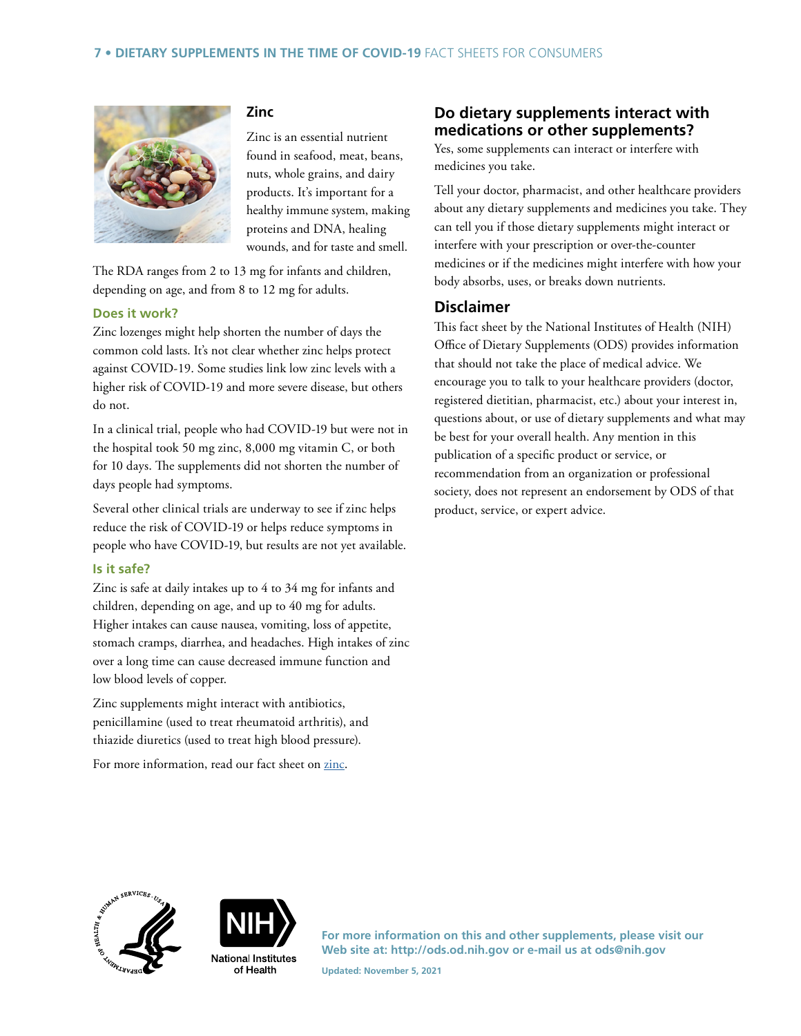## Zinc

Zinc is an essential nutrient found in seafood, meat, beans, nuts, whole grains, and dairy products. It's important for a healthy immune system, making proteins and DNA, healing wounds, and for taste and smell.

The RDA ranges from 2 to 13 mg for infants and children, depending on age, and from 8 to 12 mg for adults.

### Does it work?

Zinc lozenges might help shorten the number of days the common cold lasts. It's not clear whether zinc helps protect against COVID-19. Some studies link low zinc levels with a higher risk of COVID-19 and more severe disease, but others do not.

In a clinical trial, people who had COVID-19 but were not in the hospital took 50 mg zinc, 8,000 mg vitamin C, or both for 10 days. The supplements did not shorten the number of days people had symptoms.

Several other clinical trials are underway to see if zinc helps reduce the risk of COVID-19 or helps reduce symptoms in people who have COVID-19, but results are not yet available.

### Is it safe?

Zinc is safe at daily intakes up to 4 to 34 mg for infants and children, depending on age, and up to 40 mg for adults. Higher intakes can cause nausea, vomiting, loss of appetite, stomach cramps, diarrhea, and headaches. High intakes of zinc over a long time can cause decreased immune function and low blood levels of copper.

Zinc supplements might interact with antibiotics, penicillamine (used to treat rheumatoid arthritis), and thiazide diuretics (used to treat high blood pressure).

For more information, read our fact sheet on zinc.

## Do dietary supplements interact with medications or other supplements?

Yes, some supplements can interact or interfere with medicines you take.

Tell your doctor, pharmacist, and other healthcare providers about any dietary supplements and medicines you take. They can tell you if those dietary supplements might interact or interfere with your prescription or over-the-counter medicines or if the medicines might interfere with how your body absorbs, uses, or breaks down nutrients.

## Disclaimer

This fact sheet by the National Institutes of Health (NIH) Office of Dietary Supplements (ODS) provides information that should not take the place of medical advice. We encourage you to talk to your healthcare providers (doctor, registered dietitian, pharmacist, etc.) about your interest in, questions about, or use of dietary supplements and what may be best for your overall health. Any mention in this publication of a specific product or service, or recommendation from an organization or professional society, does not represent an endorsement by ODS of that product, service, or expert advice.

National Institutes of Health

**For more information on this and other supplements, please visit our Web site at: http://ods.od.nih.gov or e-mail us at ods@nih.gov**

**Updated: November 5, 2021**